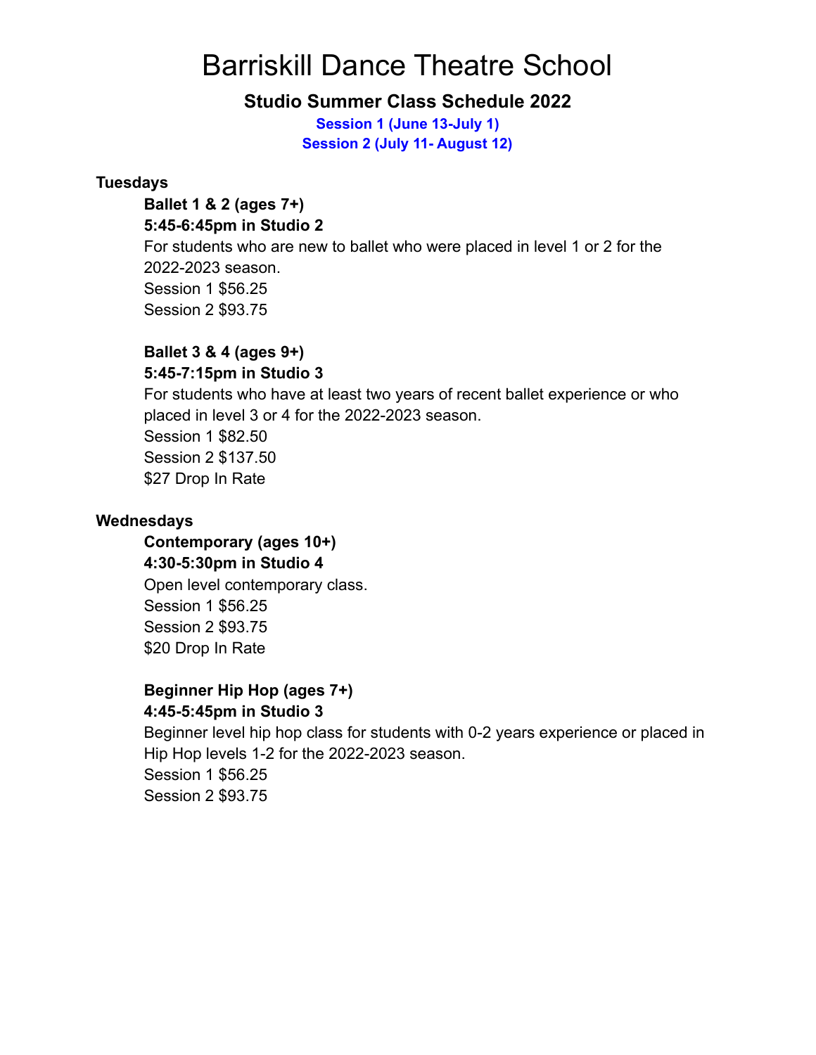# Barriskill Dance Theatre School

## Studio Summer Class Schedule 2022

**Session 1 (June 13-July 1)**
**Session 2 (July 11- August 12)**

### Tuesdays

**Ballet 1 & 2 (ages 7+)**
**5:45-6:45pm in Studio 2**
For students who are new to ballet who were placed in level 1 or 2 for the 2022-2023 season.
Session 1 $56.25
Session 2 $93.75

**Ballet 3 & 4 (ages 9+)**
**5:45-7:15pm in Studio 3**
For students who have at least two years of recent ballet experience or who placed in level 3 or 4 for the 2022-2023 season.
Session 1 $82.50
Session 2 $137.50
$27 Drop In Rate

### Wednesdays

**Contemporary (ages 10+)**
**4:30-5:30pm in Studio 4**
Open level contemporary class.
Session 1 $56.25
Session 2 $93.75
$20 Drop In Rate

**Beginner Hip Hop (ages 7+)**
**4:45-5:45pm in Studio 3**
Beginner level hip hop class for students with 0-2 years experience or placed in Hip Hop levels 1-2 for the 2022-2023 season.
Session 1 $56.25
Session 2 $93.75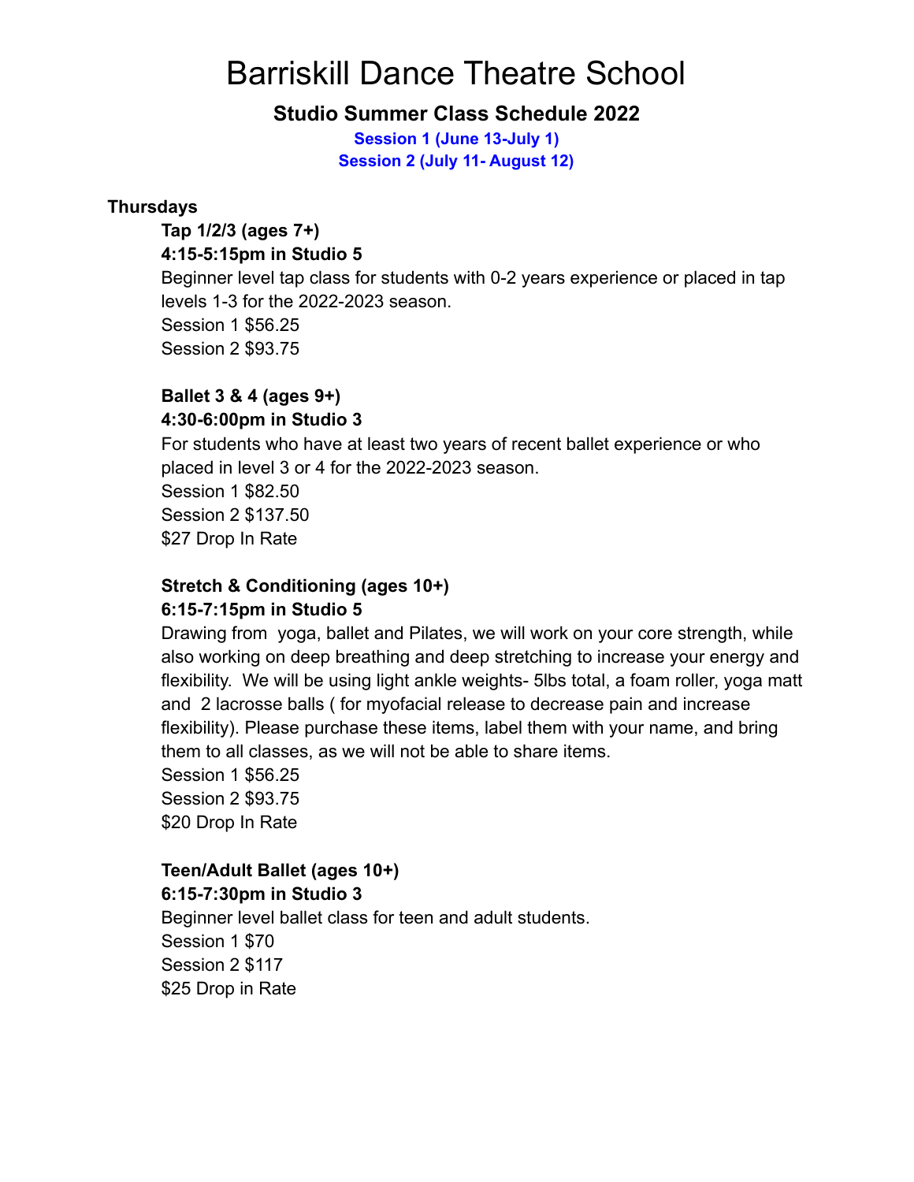# Barriskill Dance Theatre School

## Studio Summer Class Schedule 2022

**Session 1 (June 13-July 1)**
**Session 2 (July 11- August 12)**

**Thursdays**

**Tap 1/2/3 (ages 7+)**
**4:15-5:15pm in Studio 5**
Beginner level tap class for students with 0-2 years experience or placed in tap levels 1-3 for the 2022-2023 season.
Session 1 $56.25
Session 2 $93.75

**Ballet 3 & 4 (ages 9+)**
**4:30-6:00pm in Studio 3**
For students who have at least two years of recent ballet experience or who placed in level 3 or 4 for the 2022-2023 season.
Session 1 $82.50
Session 2 $137.50
$27 Drop In Rate

**Stretch & Conditioning (ages 10+)**
**6:15-7:15pm in Studio 5**
Drawing from yoga, ballet and Pilates, we will work on your core strength, while also working on deep breathing and deep stretching to increase your energy and flexibility. We will be using light ankle weights- 5lbs total, a foam roller, yoga matt and 2 lacrosse balls ( for myofacial release to decrease pain and increase flexibility). Please purchase these items, label them with your name, and bring them to all classes, as we will not be able to share items.
Session 1 $56.25
Session 2 $93.75
$20 Drop In Rate

**Teen/Adult Ballet (ages 10+)**
**6:15-7:30pm in Studio 3**
Beginner level ballet class for teen and adult students.
Session 1 $70
Session 2 $117
$25 Drop in Rate